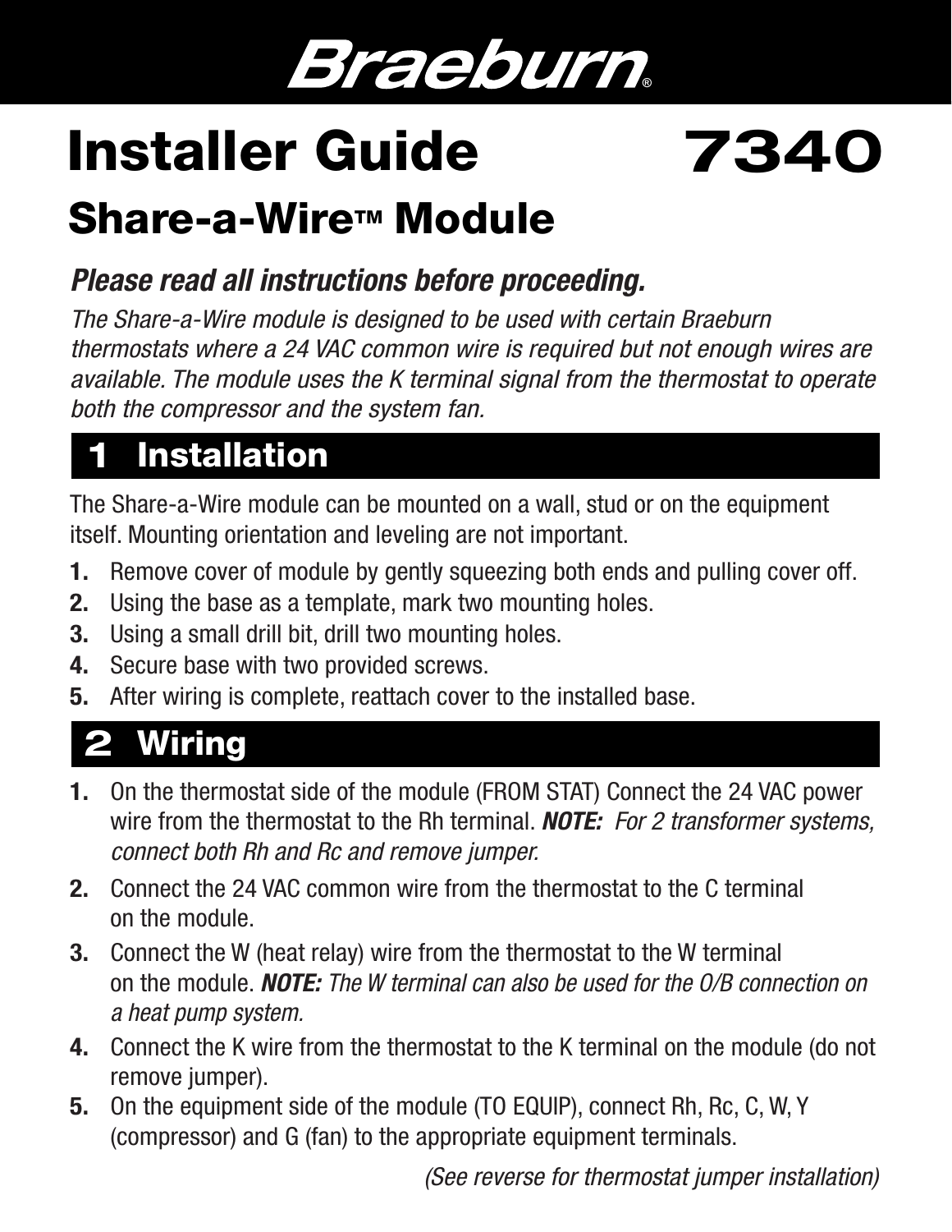# Braeburn®

# Installer Guide 7340

## Share-a-Wire™ Module

***Please read all instructions before proceeding.***

*The Share-a-Wire module is designed to be used with certain Braeburn thermostats where a 24 VAC common wire is required but not enough wires are available. The module uses the K terminal signal from the thermostat to operate both the compressor and the system fan.*

## 1 Installation

The Share-a-Wire module can be mounted on a wall, stud or on the equipment itself. Mounting orientation and leveling are not important.

1. Remove cover of module by gently squeezing both ends and pulling cover off.
2. Using the base as a template, mark two mounting holes.
3. Using a small drill bit, drill two mounting holes.
4. Secure base with two provided screws.
5. After wiring is complete, reattach cover to the installed base.

## 2 Wiring

1. On the thermostat side of the module (FROM STAT) Connect the 24 VAC power wire from the thermostat to the Rh terminal. ***NOTE:*** *For 2 transformer systems, connect both Rh and Rc and remove jumper.*
2. Connect the 24 VAC common wire from the thermostat to the C terminal on the module.
3. Connect the W (heat relay) wire from the thermostat to the W terminal on the module. ***NOTE:*** *The W terminal can also be used for the O/B connection on a heat pump system.*
4. Connect the K wire from the thermostat to the K terminal on the module (do not remove jumper).
5. On the equipment side of the module (TO EQUIP), connect Rh, Rc, C, W, Y (compressor) and G (fan) to the appropriate equipment terminals.

*(See reverse for thermostat jumper installation)*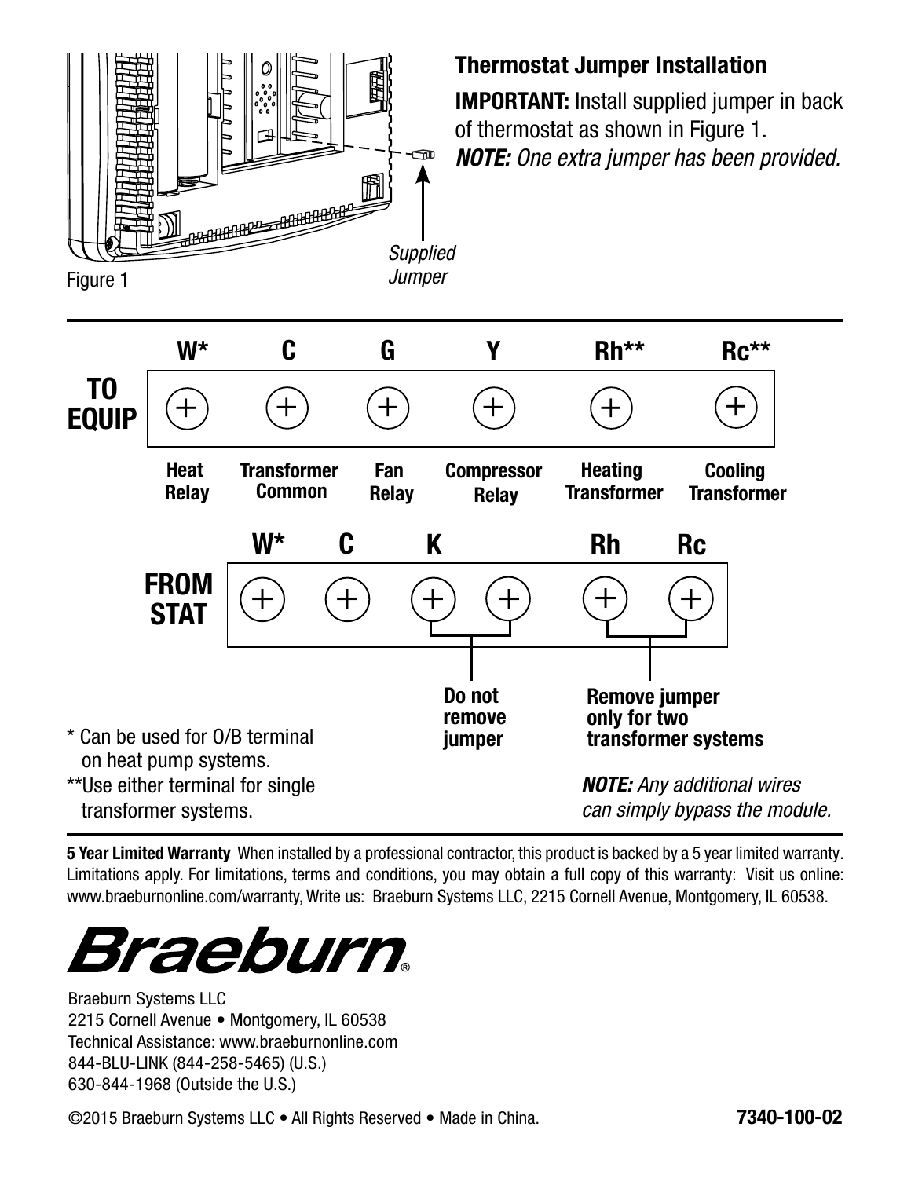## Thermostat Jumper Installation

**IMPORTANT:** Install supplied jumper in back of thermostat as shown in Figure 1.
***NOTE:*** *One extra jumper has been provided.*

*Supplied Jumper*

Figure 1

**TO EQUIP**

**W*** — **Heat Relay**
**C** — **Transformer Common**
**G** — **Fan Relay**
**Y** — **Compressor Relay**
**Rh**** — **Heating Transformer**
**Rc**** — **Cooling Transformer**

**FROM STAT**

**W***
**C**
**K**
**Rh**
**Rc**

**Do not remove jumper**

**Remove jumper only for two transformer systems**

\* Can be used for O/B terminal on heat pump systems.
**Use either terminal for single transformer systems.

***NOTE:*** *Any additional wires can simply bypass the module.*

**5 Year Limited Warranty** When installed by a professional contractor, this product is backed by a 5 year limited warranty. Limitations apply. For limitations, terms and conditions, you may obtain a full copy of this warranty: Visit us online: www.braeburnonline.com/warranty, Write us: Braeburn Systems LLC, 2215 Cornell Avenue, Montgomery, IL 60538.

**Braeburn®**

Braeburn Systems LLC
2215 Cornell Avenue • Montgomery, IL 60538
Technical Assistance: www.braeburnonline.com
844-BLU-LINK (844-258-5465) (U.S.)
630-844-1968 (Outside the U.S.)

©2015 Braeburn Systems LLC • All Rights Reserved • Made in China.

**7340-100-02**